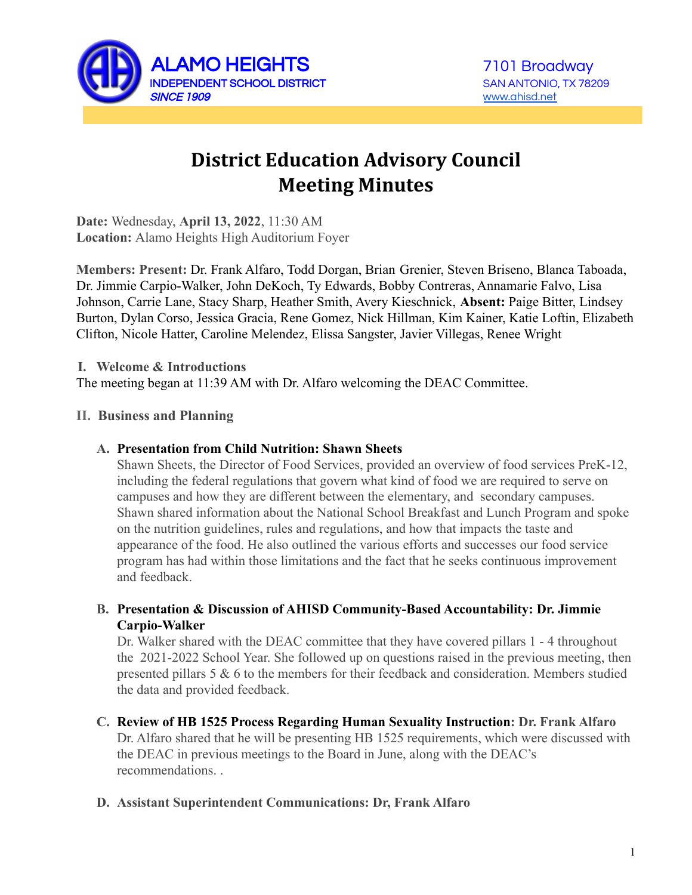ALAMO HEIGHTS
INDEPENDENT SCHOOL DISTRICT
*SINCE 1909*

7101 Broadway
SAN ANTONIO, TX 78209
www.ahisd.net

# District Education Advisory Council Meeting Minutes

**Date:** Wednesday, **April 13, 2022**, 11:30 AM
**Location:** Alamo Heights High Auditorium Foyer

**Members: Present:** Dr. Frank Alfaro, Todd Dorgan, Brian Grenier, Steven Briseno, Blanca Taboada, Dr. Jimmie Carpio-Walker, John DeKoch, Ty Edwards, Bobby Contreras, Annamarie Falvo, Lisa Johnson, Carrie Lane, Stacy Sharp, Heather Smith, Avery Kieschnick, **Absent:** Paige Bitter, Lindsey Burton, Dylan Corso, Jessica Gracia, Rene Gomez, Nick Hillman, Kim Kainer, Katie Loftin, Elizabeth Clifton, Nicole Hatter, Caroline Melendez, Elissa Sangster, Javier Villegas, Renee Wright

**I. Welcome & Introductions**

The meeting began at 11:39 AM with Dr. Alfaro welcoming the DEAC Committee.

**II. Business and Planning**

**A. Presentation from Child Nutrition: Shawn Sheets**

Shawn Sheets, the Director of Food Services, provided an overview of food services PreK-12, including the federal regulations that govern what kind of food we are required to serve on campuses and how they are different between the elementary, and secondary campuses. Shawn shared information about the National School Breakfast and Lunch Program and spoke on the nutrition guidelines, rules and regulations, and how that impacts the taste and appearance of the food. He also outlined the various efforts and successes our food service program has had within those limitations and the fact that he seeks continuous improvement and feedback.

**B. Presentation & Discussion of AHISD Community-Based Accountability: Dr. Jimmie Carpio-Walker**

Dr. Walker shared with the DEAC committee that they have covered pillars 1 - 4 throughout the 2021-2022 School Year. She followed up on questions raised in the previous meeting, then presented pillars 5 & 6 to the members for their feedback and consideration. Members studied the data and provided feedback.

**C. Review of HB 1525 Process Regarding Human Sexuality Instruction: Dr. Frank Alfaro**

Dr. Alfaro shared that he will be presenting HB 1525 requirements, which were discussed with the DEAC in previous meetings to the Board in June, along with the DEAC's recommendations. .

**D. Assistant Superintendent Communications: Dr, Frank Alfaro**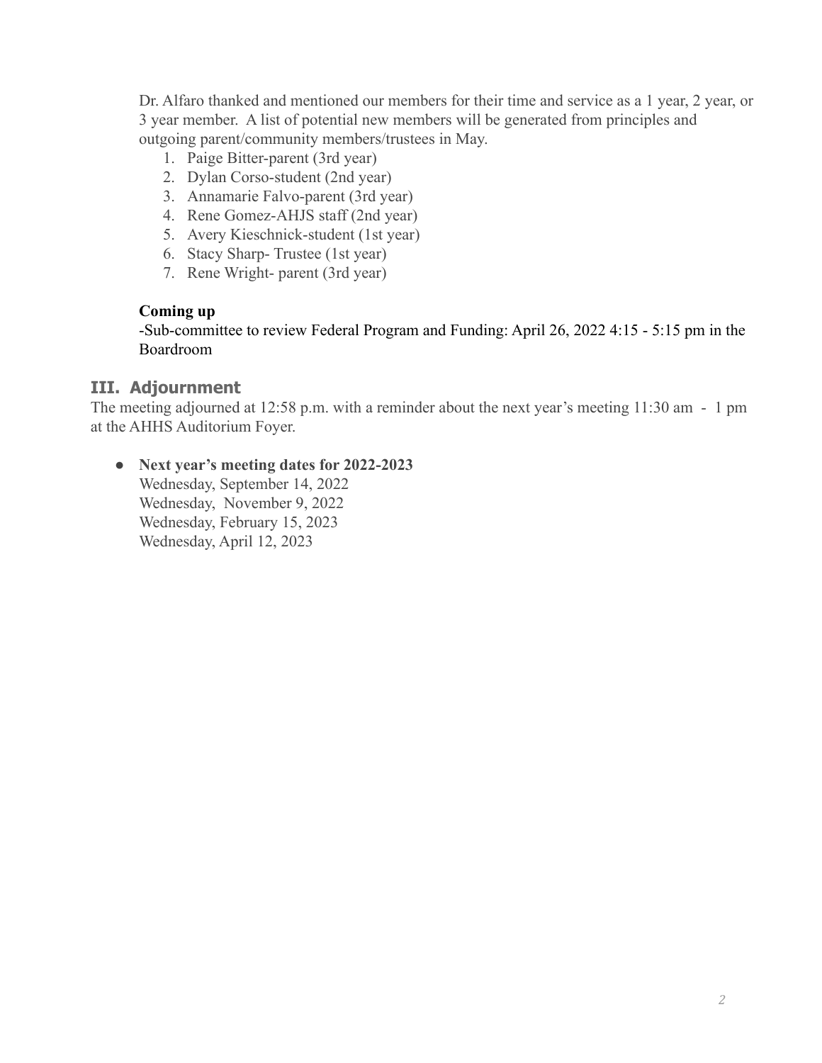Dr. Alfaro thanked and mentioned our members for their time and service as a 1 year, 2 year, or 3 year member. A list of potential new members will be generated from principles and outgoing parent/community members/trustees in May.

1. Paige Bitter-parent (3rd year)
2. Dylan Corso-student (2nd year)
3. Annamarie Falvo-parent (3rd year)
4. Rene Gomez-AHJS staff (2nd year)
5. Avery Kieschnick-student (1st year)
6. Stacy Sharp- Trustee (1st year)
7. Rene Wright- parent (3rd year)

**Coming up**

-Sub-committee to review Federal Program and Funding: April 26, 2022 4:15 - 5:15 pm in the Boardroom

## III. Adjournment

The meeting adjourned at 12:58 p.m. with a reminder about the next year's meeting 11:30 am - 1 pm at the AHHS Auditorium Foyer.

- **Next year's meeting dates for 2022-2023**
  Wednesday, September 14, 2022
  Wednesday, November 9, 2022
  Wednesday, February 15, 2023
  Wednesday, April 12, 2023